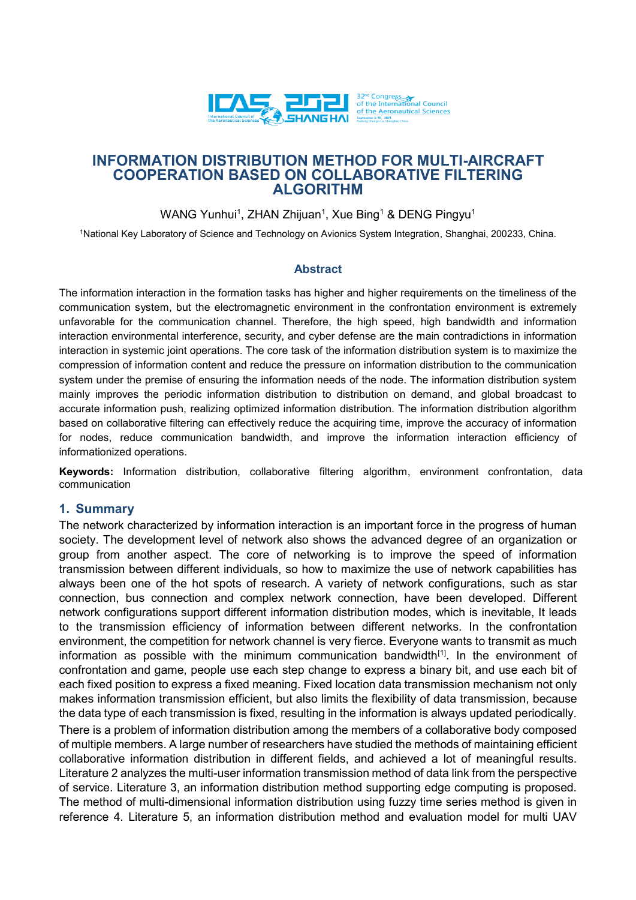# INFORMATION DISTRIBUTION METHOD FOR MULTI-AIRCRAFT COOPERATION BASED ON COLLABORATIVE FILTERING ALGORITHM

WANG Yunhui[1], ZHAN Zhijuan[1], Xue Bing[1] & DENG Pingyu[1]

[1]National Key Laboratory of Science and Technology on Avionics System Integration, Shanghai, 200233, China.

## Abstract

The information interaction in the formation tasks has higher and higher requirements on the timeliness of the communication system, but the electromagnetic environment in the confrontation environment is extremely unfavorable for the communication channel. Therefore, the high speed, high bandwidth and information interaction environmental interference, security, and cyber defense are the main contradictions in information interaction in systemic joint operations. The core task of the information distribution system is to maximize the compression of information content and reduce the pressure on information distribution to the communication system under the premise of ensuring the information needs of the node. The information distribution system mainly improves the periodic information distribution to distribution on demand, and global broadcast to accurate information push, realizing optimized information distribution. The information distribution algorithm based on collaborative filtering can effectively reduce the acquiring time, improve the accuracy of information for nodes, reduce communication bandwidth, and improve the information interaction efficiency of informationized operations.

**Keywords:** Information distribution, collaborative filtering algorithm, environment confrontation, data communication

## 1. Summary

The network characterized by information interaction is an important force in the progress of human society. The development level of network also shows the advanced degree of an organization or group from another aspect. The core of networking is to improve the speed of information transmission between different individuals, so how to maximize the use of network capabilities has always been one of the hot spots of research. A variety of network configurations, such as star connection, bus connection and complex network connection, have been developed. Different network configurations support different information distribution modes, which is inevitable, It leads to the transmission efficiency of information between different networks. In the confrontation environment, the competition for network channel is very fierce. Everyone wants to transmit as much information as possible with the minimum communication bandwidth[1]. In the environment of confrontation and game, people use each step change to express a binary bit, and use each bit of each fixed position to express a fixed meaning. Fixed location data transmission mechanism not only makes information transmission efficient, but also limits the flexibility of data transmission, because the data type of each transmission is fixed, resulting in the information is always updated periodically.

There is a problem of information distribution among the members of a collaborative body composed of multiple members. A large number of researchers have studied the methods of maintaining efficient collaborative information distribution in different fields, and achieved a lot of meaningful results. Literature 2 analyzes the multi-user information transmission method of data link from the perspective of service. Literature 3, an information distribution method supporting edge computing is proposed. The method of multi-dimensional information distribution using fuzzy time series method is given in reference 4. Literature 5, an information distribution method and evaluation model for multi UAV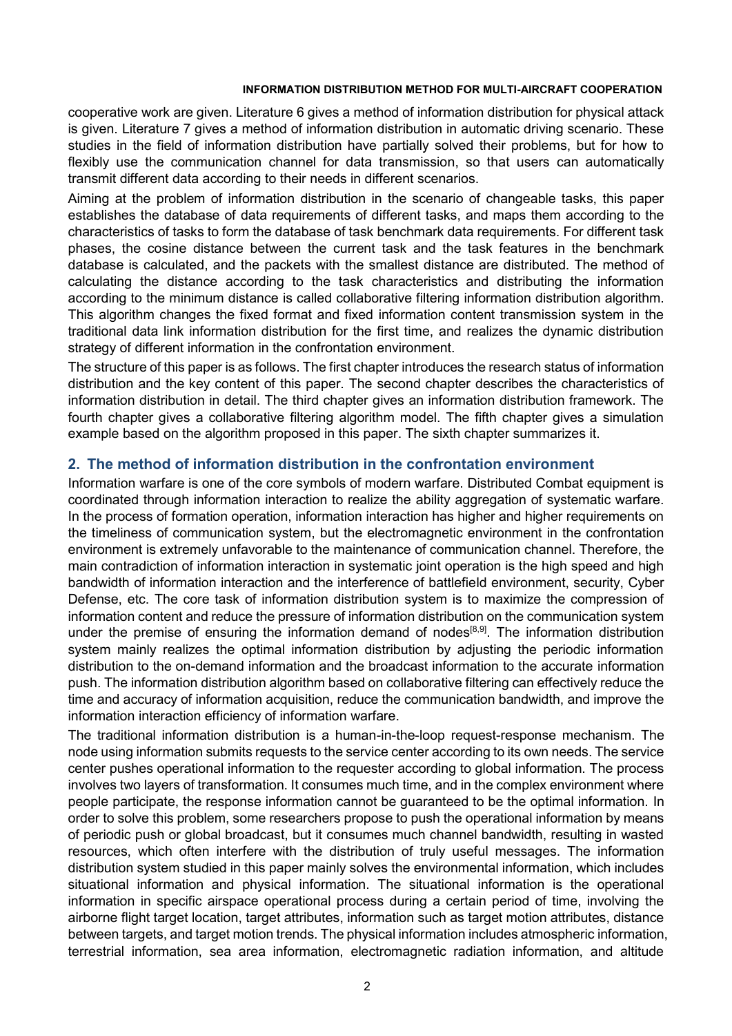cooperative work are given. Literature 6 gives a method of information distribution for physical attack is given. Literature 7 gives a method of information distribution in automatic driving scenario. These studies in the field of information distribution have partially solved their problems, but for how to flexibly use the communication channel for data transmission, so that users can automatically transmit different data according to their needs in different scenarios.

Aiming at the problem of information distribution in the scenario of changeable tasks, this paper establishes the database of data requirements of different tasks, and maps them according to the characteristics of tasks to form the database of task benchmark data requirements. For different task phases, the cosine distance between the current task and the task features in the benchmark database is calculated, and the packets with the smallest distance are distributed. The method of calculating the distance according to the task characteristics and distributing the information according to the minimum distance is called collaborative filtering information distribution algorithm. This algorithm changes the fixed format and fixed information content transmission system in the traditional data link information distribution for the first time, and realizes the dynamic distribution strategy of different information in the confrontation environment.

The structure of this paper is as follows. The first chapter introduces the research status of information distribution and the key content of this paper. The second chapter describes the characteristics of information distribution in detail. The third chapter gives an information distribution framework. The fourth chapter gives a collaborative filtering algorithm model. The fifth chapter gives a simulation example based on the algorithm proposed in this paper. The sixth chapter summarizes it.

## 2. The method of information distribution in the confrontation environment

Information warfare is one of the core symbols of modern warfare. Distributed Combat equipment is coordinated through information interaction to realize the ability aggregation of systematic warfare. In the process of formation operation, information interaction has higher and higher requirements on the timeliness of communication system, but the electromagnetic environment in the confrontation environment is extremely unfavorable to the maintenance of communication channel. Therefore, the main contradiction of information interaction in systematic joint operation is the high speed and high bandwidth of information interaction and the interference of battlefield environment, security, Cyber Defense, etc. The core task of information distribution system is to maximize the compression of information content and reduce the pressure of information distribution on the communication system under the premise of ensuring the information demand of nodes[8,9]. The information distribution system mainly realizes the optimal information distribution by adjusting the periodic information distribution to the on-demand information and the broadcast information to the accurate information push. The information distribution algorithm based on collaborative filtering can effectively reduce the time and accuracy of information acquisition, reduce the communication bandwidth, and improve the information interaction efficiency of information warfare.

The traditional information distribution is a human-in-the-loop request-response mechanism. The node using information submits requests to the service center according to its own needs. The service center pushes operational information to the requester according to global information. The process involves two layers of transformation. It consumes much time, and in the complex environment where people participate, the response information cannot be guaranteed to be the optimal information. In order to solve this problem, some researchers propose to push the operational information by means of periodic push or global broadcast, but it consumes much channel bandwidth, resulting in wasted resources, which often interfere with the distribution of truly useful messages. The information distribution system studied in this paper mainly solves the environmental information, which includes situational information and physical information. The situational information is the operational information in specific airspace operational process during a certain period of time, involving the airborne flight target location, target attributes, information such as target motion attributes, distance between targets, and target motion trends. The physical information includes atmospheric information, terrestrial information, sea area information, electromagnetic radiation information, and altitude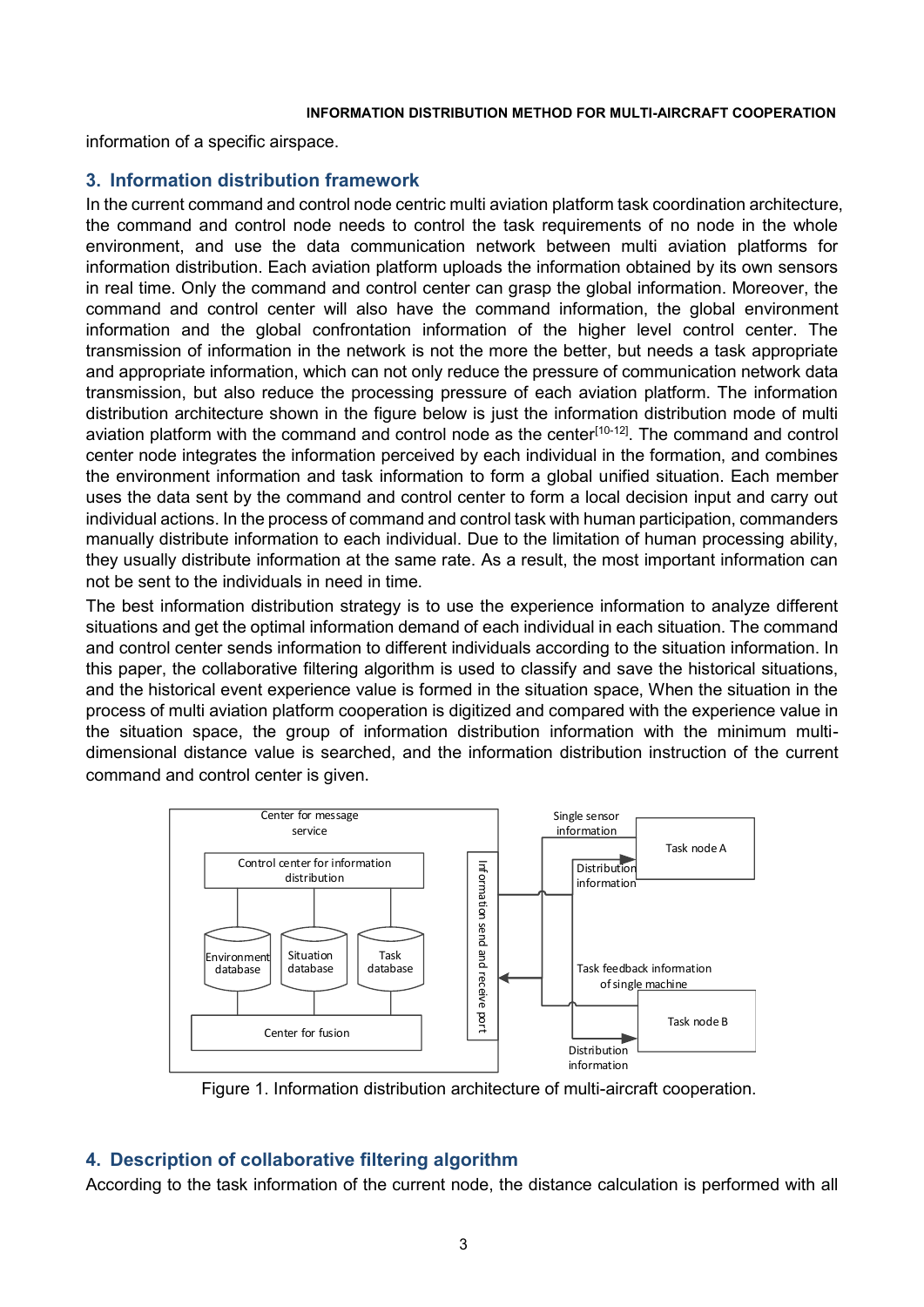information of a specific airspace.

## 3. Information distribution framework

In the current command and control node centric multi aviation platform task coordination architecture, the command and control node needs to control the task requirements of no node in the whole environment, and use the data communication network between multi aviation platforms for information distribution. Each aviation platform uploads the information obtained by its own sensors in real time. Only the command and control center can grasp the global information. Moreover, the command and control center will also have the command information, the global environment information and the global confrontation information of the higher level control center. The transmission of information in the network is not the more the better, but needs a task appropriate and appropriate information, which can not only reduce the pressure of communication network data transmission, but also reduce the processing pressure of each aviation platform. The information distribution architecture shown in the figure below is just the information distribution mode of multi aviation platform with the command and control node as the center[10-12]. The command and control center node integrates the information perceived by each individual in the formation, and combines the environment information and task information to form a global unified situation. Each member uses the data sent by the command and control center to form a local decision input and carry out individual actions. In the process of command and control task with human participation, commanders manually distribute information to each individual. Due to the limitation of human processing ability, they usually distribute information at the same rate. As a result, the most important information can not be sent to the individuals in need in time.

The best information distribution strategy is to use the experience information to analyze different situations and get the optimal information demand of each individual in each situation. The command and control center sends information to different individuals according to the situation information. In this paper, the collaborative filtering algorithm is used to classify and save the historical situations, and the historical event experience value is formed in the situation space, When the situation in the process of multi aviation platform cooperation is digitized and compared with the experience value in the situation space, the group of information distribution information with the minimum multi-dimensional distance value is searched, and the information distribution instruction of the current command and control center is given.

Center for message service | Control center for information distribution | Environment database | Situation database | Task database | Center for fusion | Information send and receive port | Single sensor information | Distribution information | Task node A | Task feedback information of single machine | Task node B | Distribution information

Figure 1. Information distribution architecture of multi-aircraft cooperation.

## 4. Description of collaborative filtering algorithm

According to the task information of the current node, the distance calculation is performed with all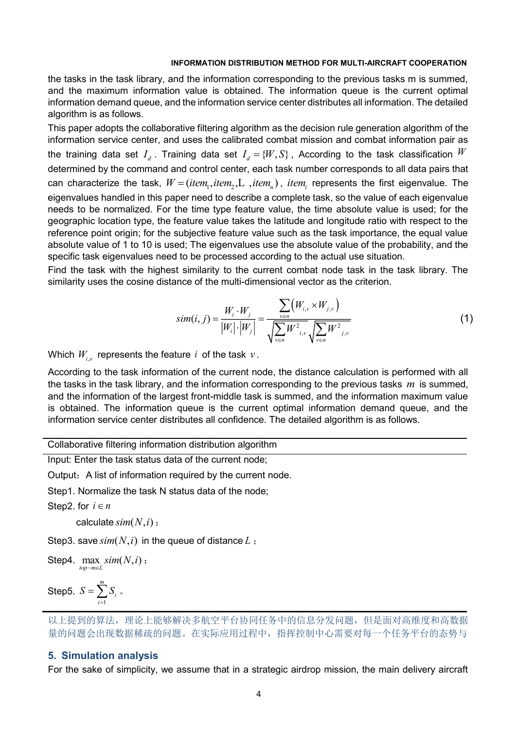the tasks in the task library, and the information corresponding to the previous tasks m is summed, and the maximum information value is obtained. The information queue is the current optimal information demand queue, and the information service center distributes all information. The detailed algorithm is as follows.

This paper adopts the collaborative filtering algorithm as the decision rule generation algorithm of the information service center, and uses the calibrated combat mission and combat information pair as the training data set $I_d$. Training data set $I_d = \{W, S\}$, According to the task classification $W$ determined by the command and control center, each task number corresponds to all data pairs that can characterize the task, $W = (item_1, item_2, \cdots, item_n)$, $item_i$ represents the first eigenvalue. The eigenvalues handled in this paper need to describe a complete task, so the value of each eigenvalue needs to be normalized. For the time type feature value, the time absolute value is used; for the geographic location type, the feature value takes the latitude and longitude ratio with respect to the reference point origin; for the subjective feature value such as the task importance, the equal value absolute value of 1 to 10 is used; The eigenvalues use the absolute value of the probability, and the specific task eigenvalues need to be processed according to the actual use situation.

Find the task with the highest similarity to the current combat node task in the task library. The similarity uses the cosine distance of the multi-dimensional vector as the criterion.

$$sim(i,j) = \frac{W_i \cdot W_j}{|W_i| \cdot |W_j|} = \frac{\sum_{v \in n} \left(W_{i,v} \times W_{j,v}\right)}{\sqrt{\sum_{v \in n} W^2_{i,v}} \sqrt{\sum_{v \in n} W^2_{j,v}}} \tag{1}$$

Which $W_{i,v}$ represents the feature $i$ of the task $v$.

According to the task information of the current node, the distance calculation is performed with all the tasks in the task library, and the information corresponding to the previous tasks $m$ is summed, and the information of the largest front-middle task is summed, and the information maximum value is obtained. The information queue is the current optimal information demand queue, and the information service center distributes all confidence. The detailed algorithm is as follows.

---

Collaborative filtering information distribution algorithm

---

Input: Enter the task status data of the current node;

Output：A list of information required by the current node.

Step1. Normalize the task N status data of the node;

Step2. for $i \in n$

  calculate $sim(N,i)$；

Step3. save $sim(N,i)$ in the queue of distance $L$；

Step4. $\max_{top-m \in L} sim(N,i)$；

Step5. $S = \sum_{i=1}^{m} S_i$ 。

---

以上提到的算法，理论上能够解决多航空平台协同任务中的信息分发问题，但是面对高维度和高数据量的问题会出现数据稀疏的问题。在实际应用过程中，指挥控制中心需要对每一个任务平台的态势与

## 5. Simulation analysis

For the sake of simplicity, we assume that in a strategic airdrop mission, the main delivery aircraft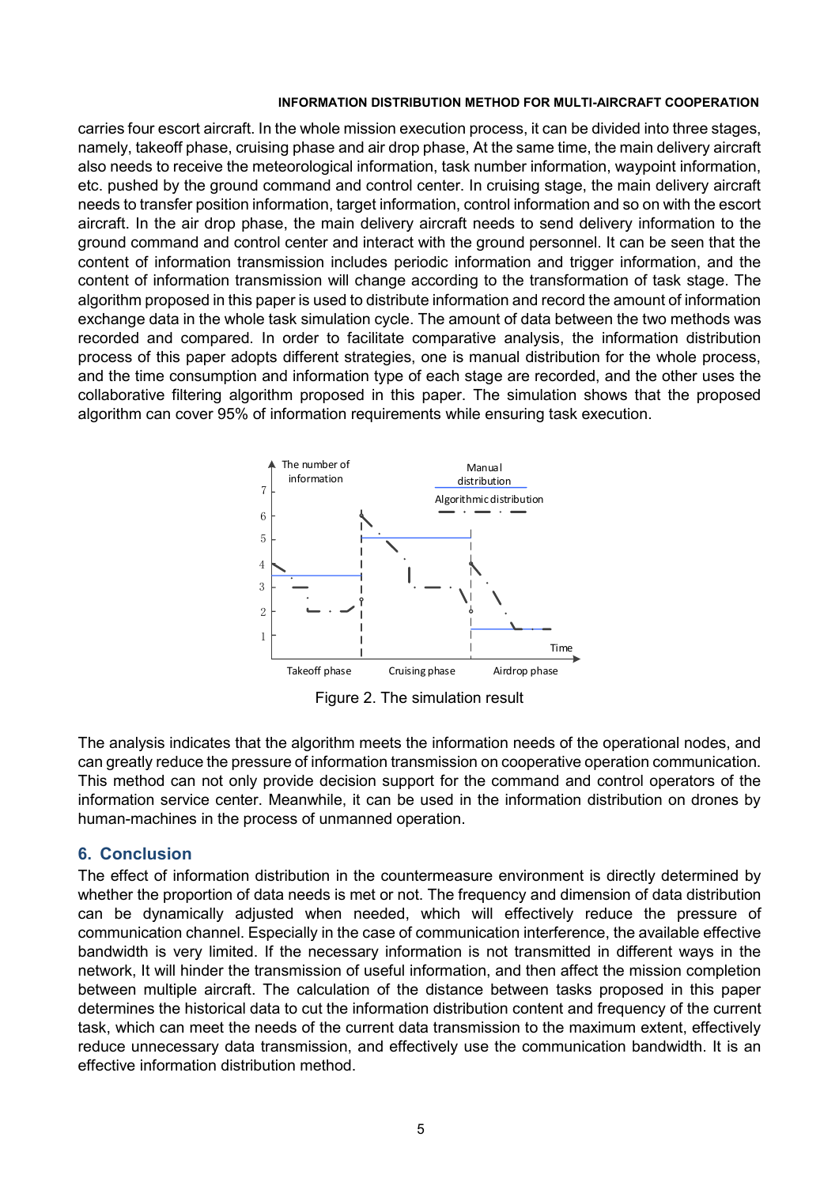carries four escort aircraft. In the whole mission execution process, it can be divided into three stages, namely, takeoff phase, cruising phase and air drop phase, At the same time, the main delivery aircraft also needs to receive the meteorological information, task number information, waypoint information, etc. pushed by the ground command and control center. In cruising stage, the main delivery aircraft needs to transfer position information, target information, control information and so on with the escort aircraft. In the air drop phase, the main delivery aircraft needs to send delivery information to the ground command and control center and interact with the ground personnel. It can be seen that the content of information transmission includes periodic information and trigger information, and the content of information transmission will change according to the transformation of task stage. The algorithm proposed in this paper is used to distribute information and record the amount of information exchange data in the whole task simulation cycle. The amount of data between the two methods was recorded and compared. In order to facilitate comparative analysis, the information distribution process of this paper adopts different strategies, one is manual distribution for the whole process, and the time consumption and information type of each stage are recorded, and the other uses the collaborative filtering algorithm proposed in this paper. The simulation shows that the proposed algorithm can cover 95% of information requirements while ensuring task execution.

Figure 2. The simulation result

The analysis indicates that the algorithm meets the information needs of the operational nodes, and can greatly reduce the pressure of information transmission on cooperative operation communication. This method can not only provide decision support for the command and control operators of the information service center. Meanwhile, it can be used in the information distribution on drones by human-machines in the process of unmanned operation.

## 6. Conclusion

The effect of information distribution in the countermeasure environment is directly determined by whether the proportion of data needs is met or not. The frequency and dimension of data distribution can be dynamically adjusted when needed, which will effectively reduce the pressure of communication channel. Especially in the case of communication interference, the available effective bandwidth is very limited. If the necessary information is not transmitted in different ways in the network, It will hinder the transmission of useful information, and then affect the mission completion between multiple aircraft. The calculation of the distance between tasks proposed in this paper determines the historical data to cut the information distribution content and frequency of the current task, which can meet the needs of the current data transmission to the maximum extent, effectively reduce unnecessary data transmission, and effectively use the communication bandwidth. It is an effective information distribution method.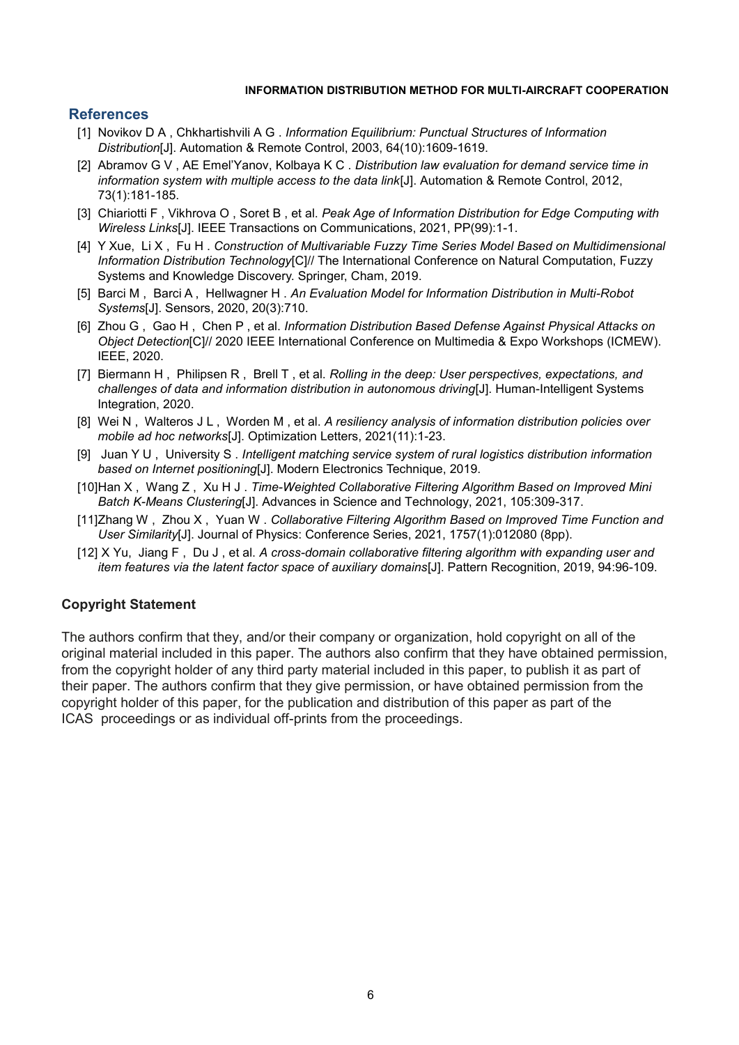## References

[1] Novikov D A , Chkhartishvili A G . *Information Equilibrium: Punctual Structures of Information Distribution*[J]. Automation & Remote Control, 2003, 64(10):1609-1619.

[2] Abramov G V , AE Emel'Yanov, Kolbaya K C . *Distribution law evaluation for demand service time in information system with multiple access to the data link*[J]. Automation & Remote Control, 2012, 73(1):181-185.

[3] Chiariotti F , Vikhrova O , Soret B , et al. *Peak Age of Information Distribution for Edge Computing with Wireless Links*[J]. IEEE Transactions on Communications, 2021, PP(99):1-1.

[4] Y Xue, Li X , Fu H . *Construction of Multivariable Fuzzy Time Series Model Based on Multidimensional Information Distribution Technology*[C]// The International Conference on Natural Computation, Fuzzy Systems and Knowledge Discovery. Springer, Cham, 2019.

[5] Barci M , Barci A , Hellwagner H . *An Evaluation Model for Information Distribution in Multi-Robot Systems*[J]. Sensors, 2020, 20(3):710.

[6] Zhou G , Gao H , Chen P , et al. *Information Distribution Based Defense Against Physical Attacks on Object Detection*[C]// 2020 IEEE International Conference on Multimedia & Expo Workshops (ICMEW). IEEE, 2020.

[7] Biermann H , Philipsen R , Brell T , et al. *Rolling in the deep: User perspectives, expectations, and challenges of data and information distribution in autonomous driving*[J]. Human-Intelligent Systems Integration, 2020.

[8] Wei N , Walteros J L , Worden M , et al. *A resiliency analysis of information distribution policies over mobile ad hoc networks*[J]. Optimization Letters, 2021(11):1-23.

[9] Juan Y U , University S . *Intelligent matching service system of rural logistics distribution information based on Internet positioning*[J]. Modern Electronics Technique, 2019.

[10]Han X , Wang Z , Xu H J . *Time-Weighted Collaborative Filtering Algorithm Based on Improved Mini Batch K-Means Clustering*[J]. Advances in Science and Technology, 2021, 105:309-317.

[11]Zhang W , Zhou X , Yuan W . *Collaborative Filtering Algorithm Based on Improved Time Function and User Similarity*[J]. Journal of Physics: Conference Series, 2021, 1757(1):012080 (8pp).

[12] X Yu, Jiang F , Du J , et al. *A cross-domain collaborative filtering algorithm with expanding user and item features via the latent factor space of auxiliary domains*[J]. Pattern Recognition, 2019, 94:96-109.

**Copyright Statement**

The authors confirm that they, and/or their company or organization, hold copyright on all of the original material included in this paper. The authors also confirm that they have obtained permission, from the copyright holder of any third party material included in this paper, to publish it as part of their paper. The authors confirm that they give permission, or have obtained permission from the copyright holder of this paper, for the publication and distribution of this paper as part of the ICAS proceedings or as individual off-prints from the proceedings.